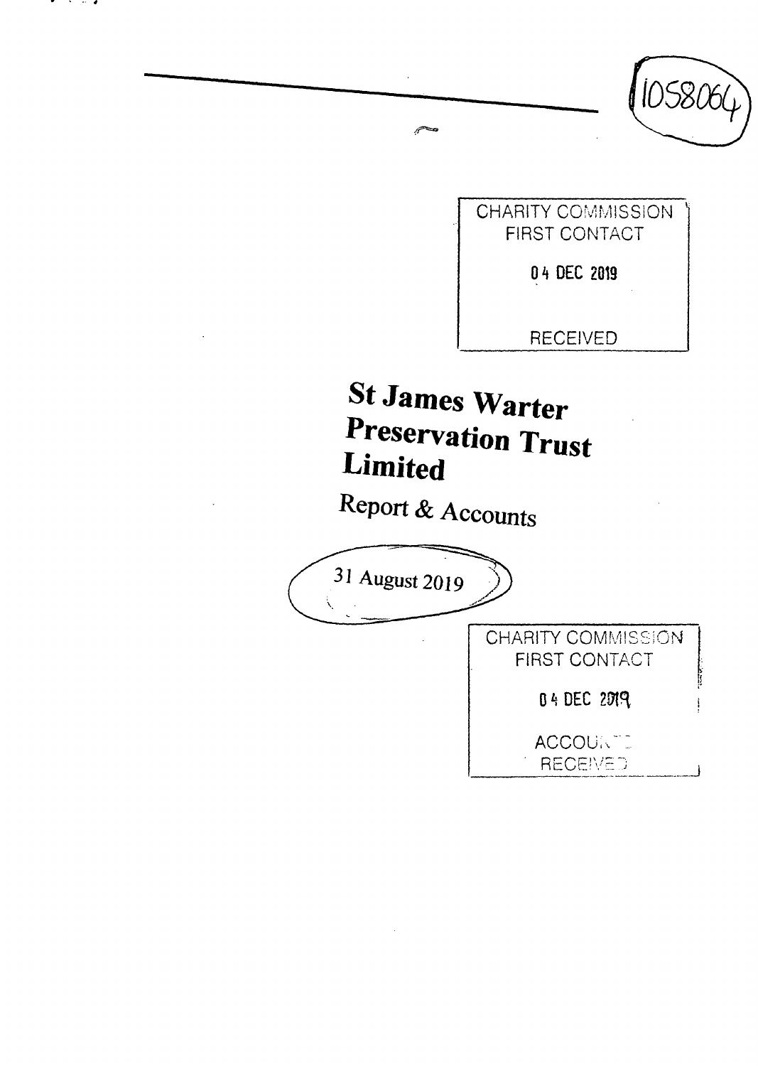1058064

CHARITY COMMISSION
FIRST CONTACT

04 DEC 2019

RECEIVED

# St James Warter Preservation Trust Limited

## Report & Accounts

31 August 2019

CHARITY COMMISSION
FIRST CONTACT

04 DEC 2019

ACCOUNTS
RECEIVED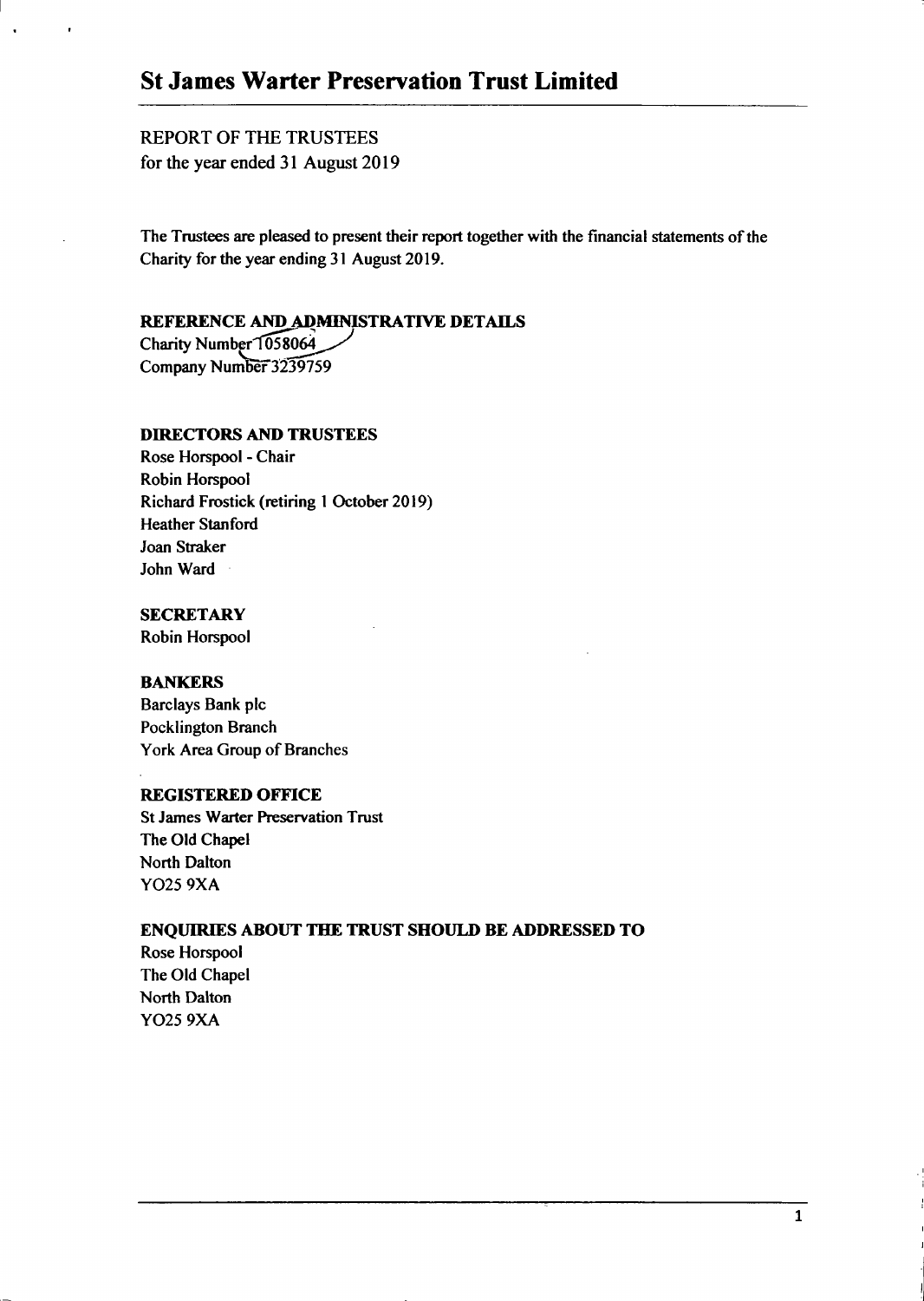# St James Warter Preservation Trust Limited

REPORT OF THE TRUSTEES
for the year ended 31 August 2019

The Trustees are pleased to present their report together with the financial statements of the Charity for the year ending 31 August 2019.

## REFERENCE AND ADMINISTRATIVE DETAILS

Charity Number 1058064
Company Number 3239759

## DIRECTORS AND TRUSTEES

Rose Horspool - Chair
Robin Horspool
Richard Frostick (retiring 1 October 2019)
Heather Stanford
Joan Straker
John Ward

## SECRETARY

Robin Horspool

## BANKERS

Barclays Bank plc
Pocklington Branch
York Area Group of Branches

## REGISTERED OFFICE

St James Warter Preservation Trust
The Old Chapel
North Dalton
YO25 9XA

## ENQUIRIES ABOUT THE TRUST SHOULD BE ADDRESSED TO

Rose Horspool
The Old Chapel
North Dalton
YO25 9XA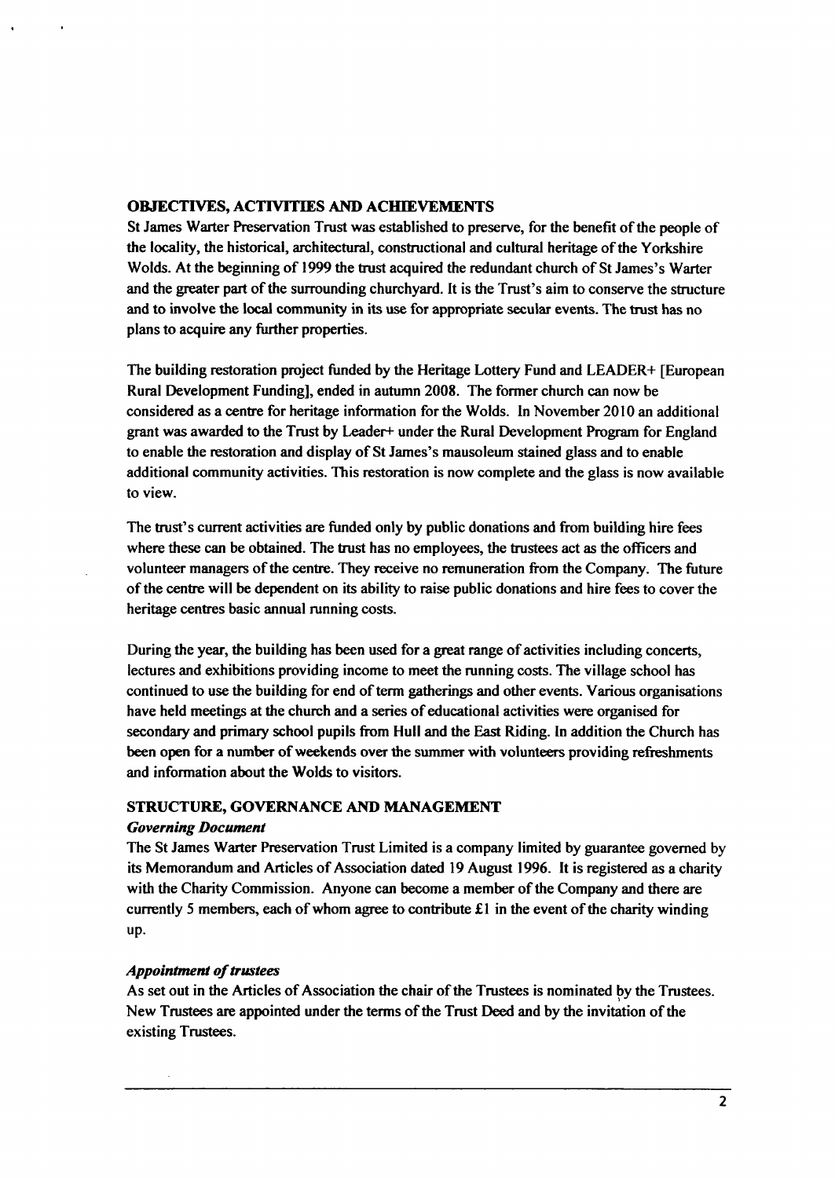## OBJECTIVES, ACTIVITIES AND ACHIEVEMENTS

St James Warter Preservation Trust was established to preserve, for the benefit of the people of the locality, the historical, architectural, constructional and cultural heritage of the Yorkshire Wolds. At the beginning of 1999 the trust acquired the redundant church of St James's Warter and the greater part of the surrounding churchyard. It is the Trust's aim to conserve the structure and to involve the local community in its use for appropriate secular events. The trust has no plans to acquire any further properties.

The building restoration project funded by the Heritage Lottery Fund and LEADER+ [European Rural Development Funding], ended in autumn 2008. The former church can now be considered as a centre for heritage information for the Wolds. In November 2010 an additional grant was awarded to the Trust by Leader+ under the Rural Development Program for England to enable the restoration and display of St James's mausoleum stained glass and to enable additional community activities. This restoration is now complete and the glass is now available to view.

The trust's current activities are funded only by public donations and from building hire fees where these can be obtained. The trust has no employees, the trustees act as the officers and volunteer managers of the centre. They receive no remuneration from the Company. The future of the centre will be dependent on its ability to raise public donations and hire fees to cover the heritage centres basic annual running costs.

During the year, the building has been used for a great range of activities including concerts, lectures and exhibitions providing income to meet the running costs. The village school has continued to use the building for end of term gatherings and other events. Various organisations have held meetings at the church and a series of educational activities were organised for secondary and primary school pupils from Hull and the East Riding. In addition the Church has been open for a number of weekends over the summer with volunteers providing refreshments and information about the Wolds to visitors.

## STRUCTURE, GOVERNANCE AND MANAGEMENT

### *Governing Document*

The St James Warter Preservation Trust Limited is a company limited by guarantee governed by its Memorandum and Articles of Association dated 19 August 1996. It is registered as a charity with the Charity Commission. Anyone can become a member of the Company and there are currently 5 members, each of whom agree to contribute £1 in the event of the charity winding up.

### *Appointment of trustees*

As set out in the Articles of Association the chair of the Trustees is nominated by the Trustees. New Trustees are appointed under the terms of the Trust Deed and by the invitation of the existing Trustees.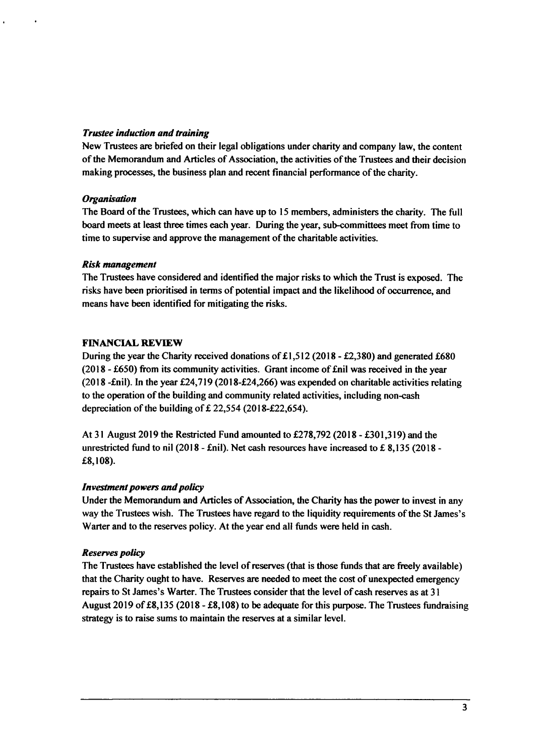***Trustee induction and training***

New Trustees are briefed on their legal obligations under charity and company law, the content of the Memorandum and Articles of Association, the activities of the Trustees and their decision making processes, the business plan and recent financial performance of the charity.

***Organisation***

The Board of the Trustees, which can have up to 15 members, administers the charity. The full board meets at least three times each year. During the year, sub-committees meet from time to time to supervise and approve the management of the charitable activities.

***Risk management***

The Trustees have considered and identified the major risks to which the Trust is exposed. The risks have been prioritised in terms of potential impact and the likelihood of occurrence, and means have been identified for mitigating the risks.

**FINANCIAL REVIEW**

During the year the Charity received donations of £1,512 (2018 - £2,380) and generated £680 (2018 - £650) from its community activities. Grant income of £nil was received in the year (2018 -£nil). In the year £24,719 (2018-£24,266) was expended on charitable activities relating to the operation of the building and community related activities, including non-cash depreciation of the building of £ 22,554 (2018-£22,654).

At 31 August 2019 the Restricted Fund amounted to £278,792 (2018 - £301,319) and the unrestricted fund to nil (2018 - £nil). Net cash resources have increased to £ 8,135 (2018 - £8,108).

***Investment powers and policy***

Under the Memorandum and Articles of Association, the Charity has the power to invest in any way the Trustees wish. The Trustees have regard to the liquidity requirements of the St James's Warter and to the reserves policy. At the year end all funds were held in cash.

***Reserves policy***

The Trustees have established the level of reserves (that is those funds that are freely available) that the Charity ought to have. Reserves are needed to meet the cost of unexpected emergency repairs to St James's Warter. The Trustees consider that the level of cash reserves as at 31 August 2019 of £8,135 (2018 - £8,108) to be adequate for this purpose. The Trustees fundraising strategy is to raise sums to maintain the reserves at a similar level.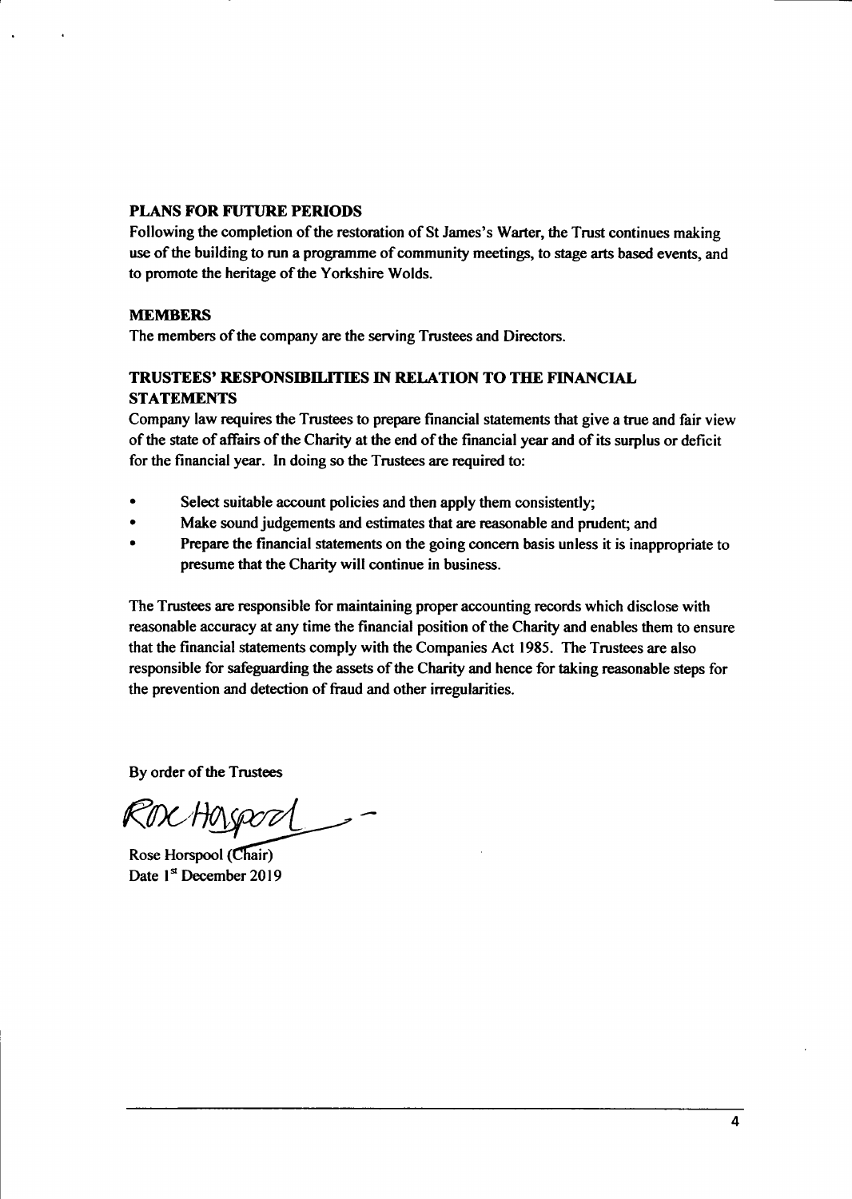## PLANS FOR FUTURE PERIODS

Following the completion of the restoration of St James's Warter, the Trust continues making use of the building to run a programme of community meetings, to stage arts based events, and to promote the heritage of the Yorkshire Wolds.

## MEMBERS

The members of the company are the serving Trustees and Directors.

## TRUSTEES' RESPONSIBILITIES IN RELATION TO THE FINANCIAL STATEMENTS

Company law requires the Trustees to prepare financial statements that give a true and fair view of the state of affairs of the Charity at the end of the financial year and of its surplus or deficit for the financial year. In doing so the Trustees are required to:

- Select suitable account policies and then apply them consistently;
- Make sound judgements and estimates that are reasonable and prudent; and
- Prepare the financial statements on the going concern basis unless it is inappropriate to presume that the Charity will continue in business.

The Trustees are responsible for maintaining proper accounting records which disclose with reasonable accuracy at any time the financial position of the Charity and enables them to ensure that the financial statements comply with the Companies Act 1985. The Trustees are also responsible for safeguarding the assets of the Charity and hence for taking reasonable steps for the prevention and detection of fraud and other irregularities.

By order of the Trustees

Rose Horspool

Rose Horspool (Chair)
Date 1st December 2019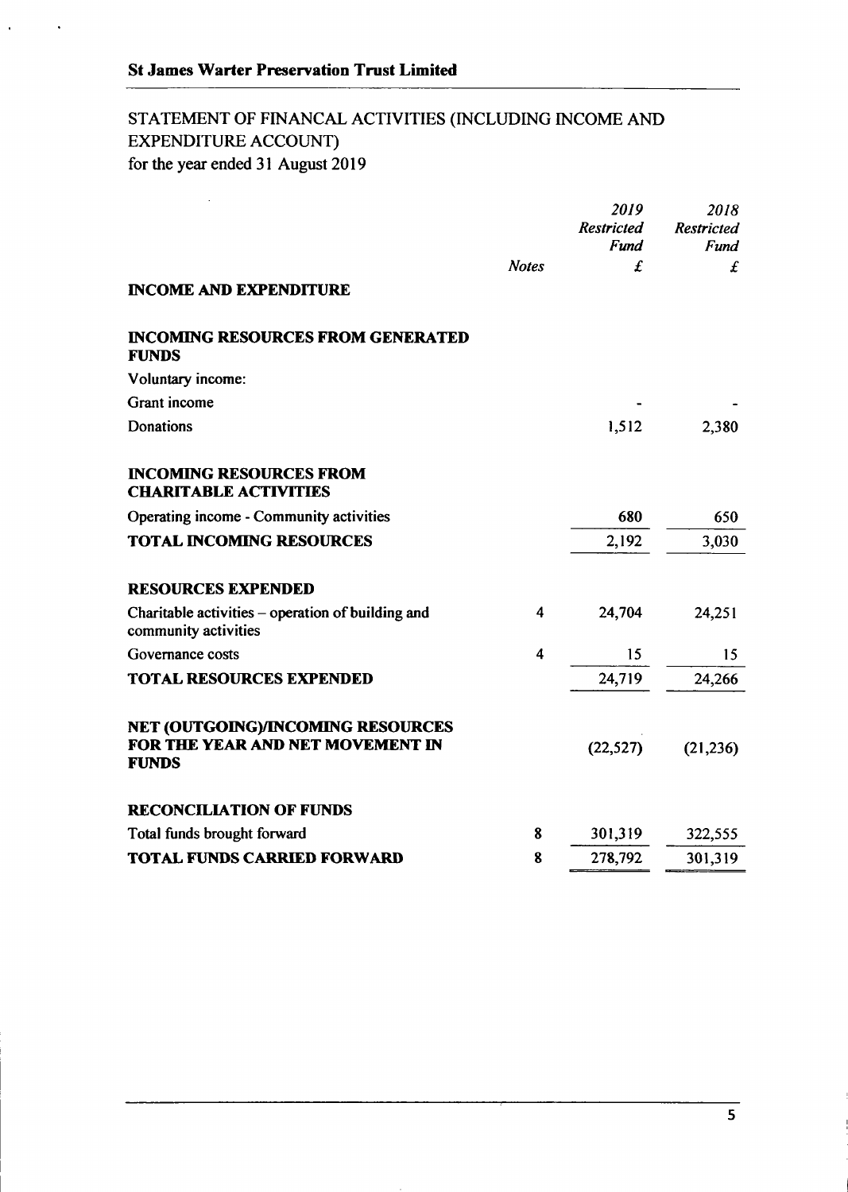**St James Warter Preservation Trust Limited**

## STATEMENT OF FINANCAL ACTIVITIES (INCLUDING INCOME AND EXPENDITURE ACCOUNT)

for the year ended 31 August 2019

| | *Notes* | *2019 Restricted Fund* £ | *2018 Restricted Fund* £ |
|---|---|---|---|
| **INCOME AND EXPENDITURE** | | | |
| **INCOMING RESOURCES FROM GENERATED FUNDS** | | | |
| Voluntary income: | | | |
| Grant income | | - | - |
| Donations | | 1,512 | 2,380 |
| **INCOMING RESOURCES FROM CHARITABLE ACTIVITIES** | | | |
| Operating income - Community activities | | 680 | 650 |
| **TOTAL INCOMING RESOURCES** | | 2,192 | 3,030 |
| **RESOURCES EXPENDED** | | | |
| Charitable activities – operation of building and community activities | 4 | 24,704 | 24,251 |
| Governance costs | 4 | 15 | 15 |
| **TOTAL RESOURCES EXPENDED** | | 24,719 | 24,266 |
| **NET (OUTGOING)/INCOMING RESOURCES FOR THE YEAR AND NET MOVEMENT IN FUNDS** | | (22,527) | (21,236) |
| **RECONCILIATION OF FUNDS** | | | |
| Total funds brought forward | 8 | 301,319 | 322,555 |
| **TOTAL FUNDS CARRIED FORWARD** | 8 | 278,792 | 301,319 |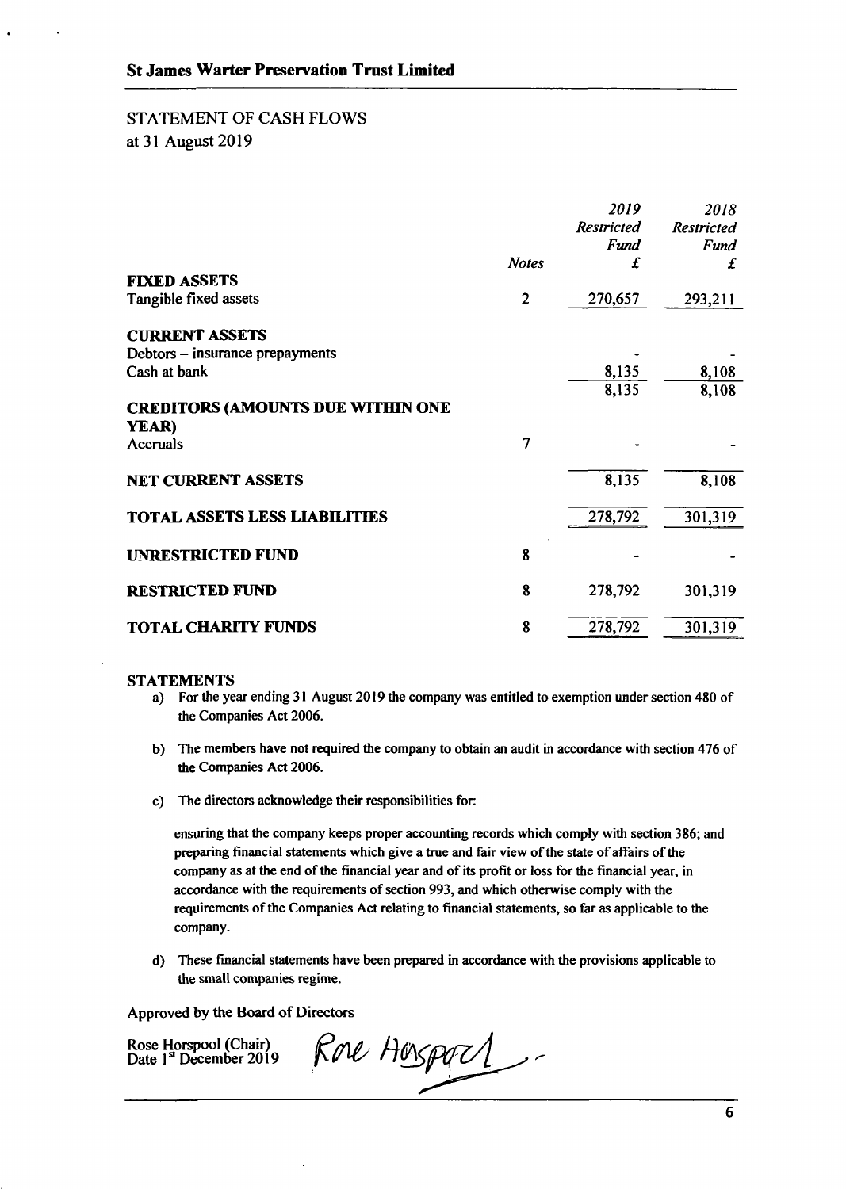## St James Warter Preservation Trust Limited

## STATEMENT OF CASH FLOWS
at 31 August 2019

| | Notes | *2019 Restricted Fund* £ | *2018 Restricted Fund* £ |
|---|---|---|---|
| **FIXED ASSETS** | | | |
| Tangible fixed assets | 2 | 270,657 | 293,211 |
| **CURRENT ASSETS** | | | |
| Debtors – insurance prepayments | | - | - |
| Cash at bank | | 8,135 | 8,108 |
| | | 8,135 | 8,108 |
| **CREDITORS (AMOUNTS DUE WITHIN ONE YEAR)** | | | |
| Accruals | 7 | - | - |
| **NET CURRENT ASSETS** | | 8,135 | 8,108 |
| **TOTAL ASSETS LESS LIABILITIES** | | 278,792 | 301,319 |
| **UNRESTRICTED FUND** | 8 | - | - |
| **RESTRICTED FUND** | 8 | 278,792 | 301,319 |
| **TOTAL CHARITY FUNDS** | 8 | 278,792 | 301,319 |

### STATEMENTS

a) For the year ending 31 August 2019 the company was entitled to exemption under section 480 of the Companies Act 2006.

b) The members have not required the company to obtain an audit in accordance with section 476 of the Companies Act 2006.

c) The directors acknowledge their responsibilities for:

   ensuring that the company keeps proper accounting records which comply with section 386; and preparing financial statements which give a true and fair view of the state of affairs of the company as at the end of the financial year and of its profit or loss for the financial year, in accordance with the requirements of section 993, and which otherwise comply with the requirements of the Companies Act relating to financial statements, so far as applicable to the company.

d) These financial statements have been prepared in accordance with the provisions applicable to the small companies regime.

Approved by the Board of Directors

Rose Horspool (Chair)
Date 1st December 2019

Rose Horspool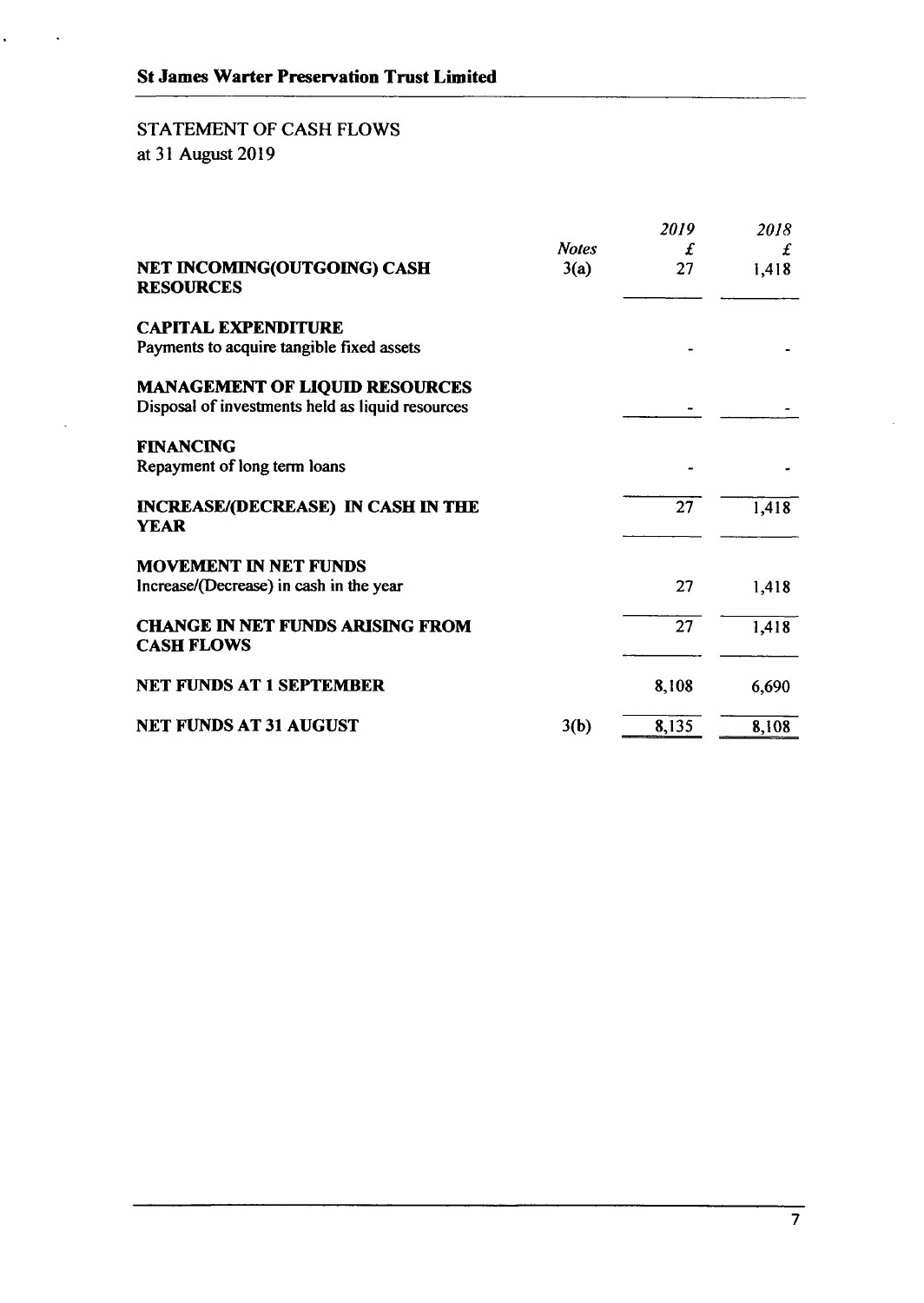**St James Warter Preservation Trust Limited**

## STATEMENT OF CASH FLOWS
at 31 August 2019

| | *Notes* | *2019* £ | *2018* £ |
|---|---|---|---|
| **NET INCOMING(OUTGOING) CASH RESOURCES** | 3(a) | 27 | 1,418 |
| **CAPITAL EXPENDITURE** | | | |
| Payments to acquire tangible fixed assets | | - | - |
| **MANAGEMENT OF LIQUID RESOURCES** | | | |
| Disposal of investments held as liquid resources | | - | - |
| **FINANCING** | | | |
| Repayment of long term loans | | - | - |
| **INCREASE/(DECREASE) IN CASH IN THE YEAR** | | 27 | 1,418 |
| **MOVEMENT IN NET FUNDS** | | | |
| Increase/(Decrease) in cash in the year | | 27 | 1,418 |
| **CHANGE IN NET FUNDS ARISING FROM CASH FLOWS** | | 27 | 1,418 |
| **NET FUNDS AT 1 SEPTEMBER** | | 8,108 | 6,690 |
| **NET FUNDS AT 31 AUGUST** | 3(b) | 8,135 | 8,108 |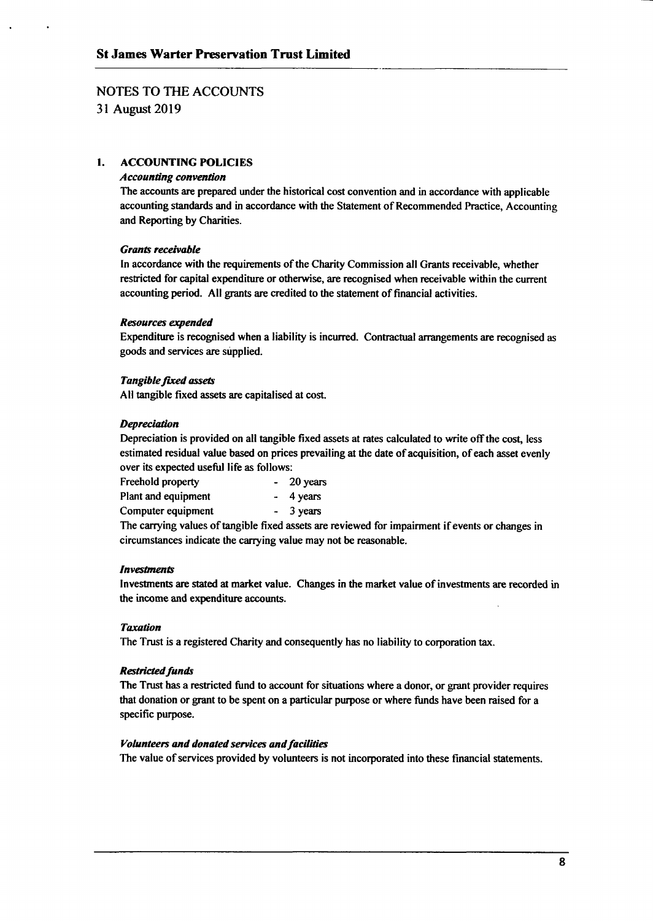# St James Warter Preservation Trust Limited

## NOTES TO THE ACCOUNTS
31 August 2019

### 1. ACCOUNTING POLICIES

***Accounting convention***

The accounts are prepared under the historical cost convention and in accordance with applicable accounting standards and in accordance with the Statement of Recommended Practice, Accounting and Reporting by Charities.

***Grants receivable***

In accordance with the requirements of the Charity Commission all Grants receivable, whether restricted for capital expenditure or otherwise, are recognised when receivable within the current accounting period. All grants are credited to the statement of financial activities.

***Resources expended***

Expenditure is recognised when a liability is incurred. Contractual arrangements are recognised as goods and services are supplied.

***Tangible fixed assets***

All tangible fixed assets are capitalised at cost.

***Depreciation***

Depreciation is provided on all tangible fixed assets at rates calculated to write off the cost, less estimated residual value based on prices prevailing at the date of acquisition, of each asset evenly over its expected useful life as follows:

| | |
|---|---|
| Freehold property | - 20 years |
| Plant and equipment | - 4 years |
| Computer equipment | - 3 years |

The carrying values of tangible fixed assets are reviewed for impairment if events or changes in circumstances indicate the carrying value may not be reasonable.

***Investments***

Investments are stated at market value. Changes in the market value of investments are recorded in the income and expenditure accounts.

***Taxation***

The Trust is a registered Charity and consequently has no liability to corporation tax.

***Restricted funds***

The Trust has a restricted fund to account for situations where a donor, or grant provider requires that donation or grant to be spent on a particular purpose or where funds have been raised for a specific purpose.

***Volunteers and donated services and facilities***

The value of services provided by volunteers is not incorporated into these financial statements.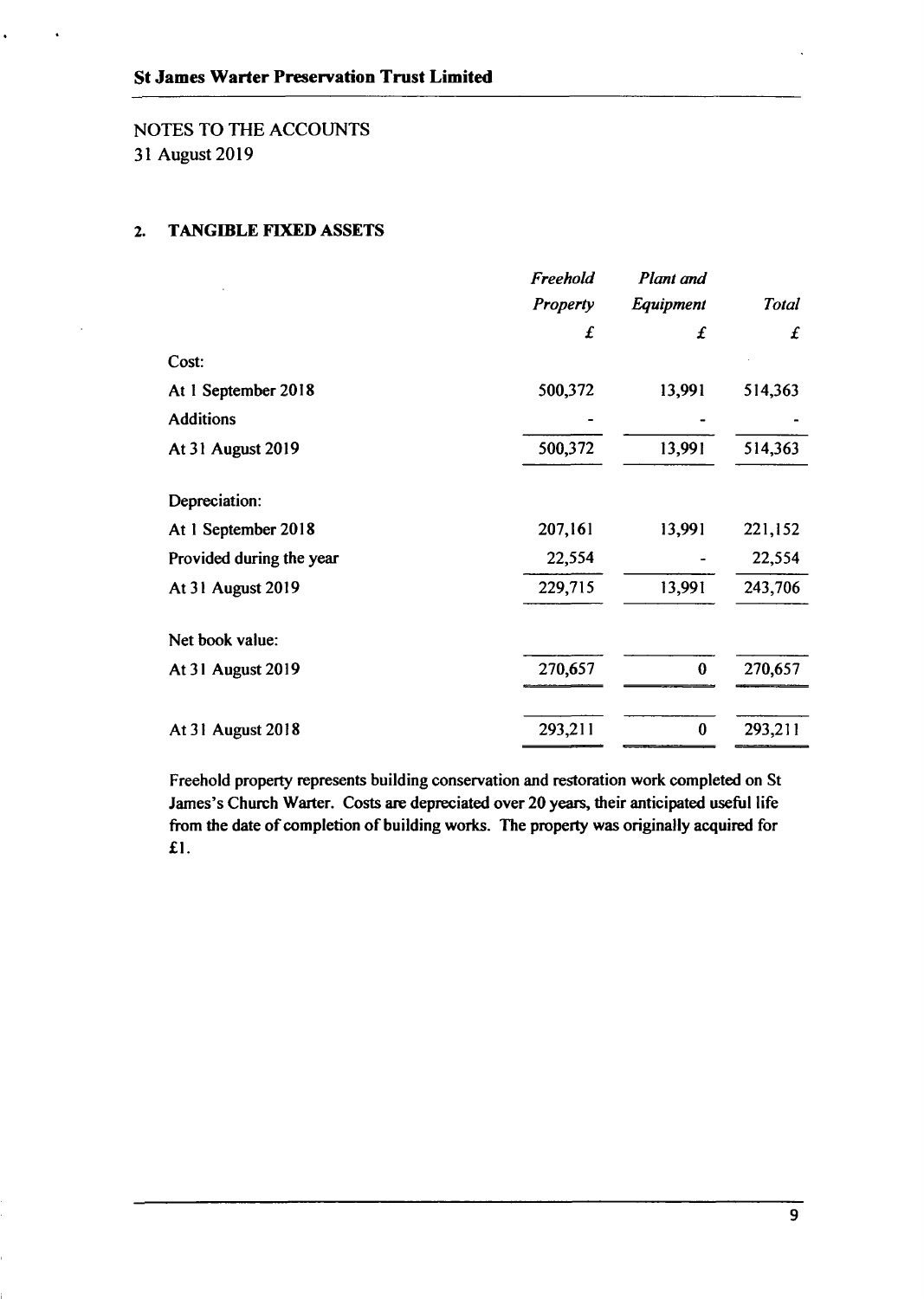# St James Warter Preservation Trust Limited

NOTES TO THE ACCOUNTS
31 August 2019

## 2. TANGIBLE FIXED ASSETS

| | *Freehold Property* | *Plant and Equipment* | *Total* |
|---|---|---|---|
| | *£* | *£* | *£* |
| Cost: | | | |
| At 1 September 2018 | 500,372 | 13,991 | 514,363 |
| Additions | - | - | - |
| At 31 August 2019 | 500,372 | 13,991 | 514,363 |
| Depreciation: | | | |
| At 1 September 2018 | 207,161 | 13,991 | 221,152 |
| Provided during the year | 22,554 | - | 22,554 |
| At 31 August 2019 | 229,715 | 13,991 | 243,706 |
| Net book value: | | | |
| At 31 August 2019 | 270,657 | 0 | 270,657 |
| At 31 August 2018 | 293,211 | 0 | 293,211 |

Freehold property represents building conservation and restoration work completed on St James's Church Warter. Costs are depreciated over 20 years, their anticipated useful life from the date of completion of building works. The property was originally acquired for £1.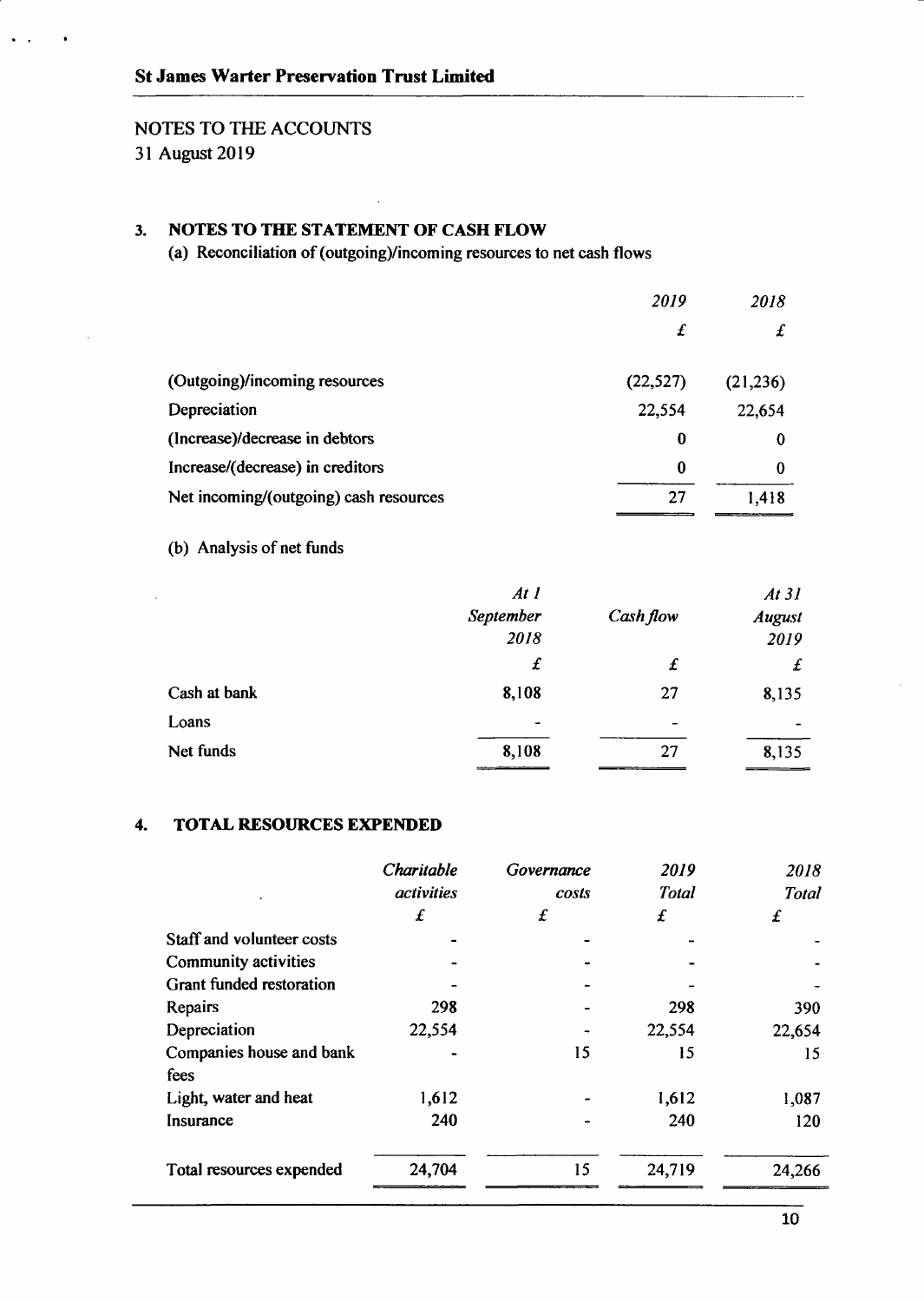NOTES TO THE ACCOUNTS
31 August 2019

## 3. NOTES TO THE STATEMENT OF CASH FLOW

(a) Reconciliation of (outgoing)/incoming resources to net cash flows

| | *2019* | *2018* |
|---|---|---|
| | *£* | *£* |
| (Outgoing)/incoming resources | (22,527) | (21,236) |
| Depreciation | 22,554 | 22,654 |
| (Increase)/decrease in debtors | 0 | 0 |
| Increase/(decrease) in creditors | 0 | 0 |
| Net incoming/(outgoing) cash resources | 27 | 1,418 |

(b) Analysis of net funds

| | *At 1 September 2018* | *Cash flow* | *At 31 August 2019* |
|---|---|---|---|
| | *£* | *£* | *£* |
| Cash at bank | 8,108 | 27 | 8,135 |
| Loans | - | - | - |
| Net funds | 8,108 | 27 | 8,135 |

## 4. TOTAL RESOURCES EXPENDED

| | *Charitable activities* | *Governance costs* | *2019 Total* | *2018 Total* |
|---|---|---|---|---|
| | *£* | *£* | *£* | *£* |
| Staff and volunteer costs | - | - | - | - |
| Community activities | - | - | - | - |
| Grant funded restoration | - | - | - | - |
| Repairs | 298 | - | 298 | 390 |
| Depreciation | 22,554 | - | 22,554 | 22,654 |
| Companies house and bank fees | - | 15 | 15 | 15 |
| Light, water and heat | 1,612 | - | 1,612 | 1,087 |
| Insurance | 240 | - | 240 | 120 |
| Total resources expended | 24,704 | 15 | 24,719 | 24,266 |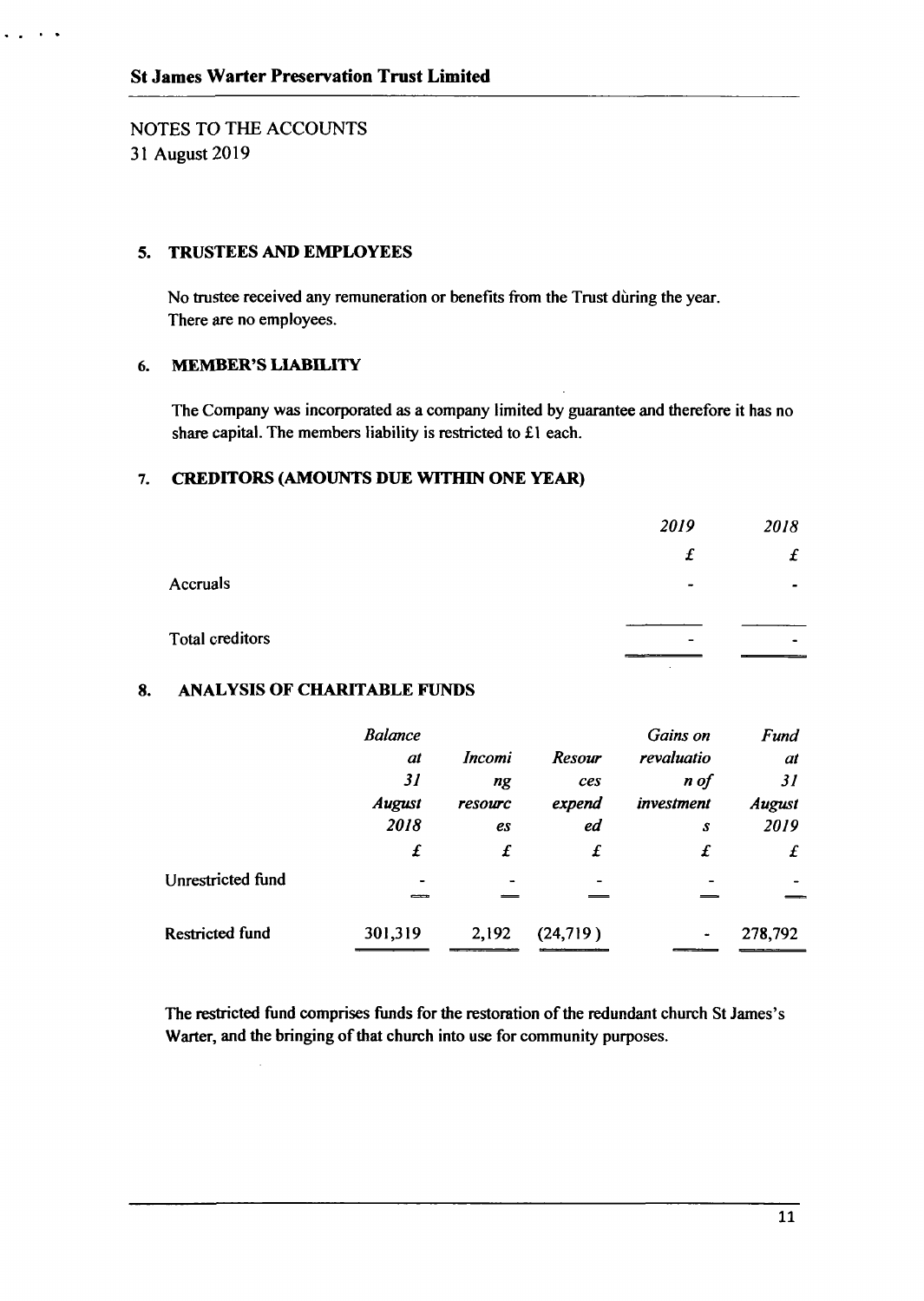**St James Warter Preservation Trust Limited**

NOTES TO THE ACCOUNTS
31 August 2019

### 5. TRUSTEES AND EMPLOYEES

No trustee received any remuneration or benefits from the Trust dùring the year.
There are no employees.

### 6. MEMBER'S LIABILITY

The Company was incorporated as a company limited by guarantee and therefore it has no share capital. The members liability is restricted to £1 each.

### 7. CREDITORS (AMOUNTS DUE WITHIN ONE YEAR)

| | *2019* | *2018* |
|---|---|---|
| | *£* | *£* |
| Accruals | - | - |
| Total creditors | - | - |

### 8. ANALYSIS OF CHARITABLE FUNDS

| | *Balance at 31 August 2018* | *Incoming resources* | *Resources expended* | *Gains on revaluation of investments* | *Fund at 31 August 2019* |
|---|---|---|---|---|---|
| | *£* | *£* | *£* | *£* | *£* |
| Unrestricted fund | - | - | - | - | - |
| Restricted fund | 301,319 | 2,192 | (24,719) | - | 278,792 |

The restricted fund comprises funds for the restoration of the redundant church St James's Warter, and the bringing of that church into use for community purposes.